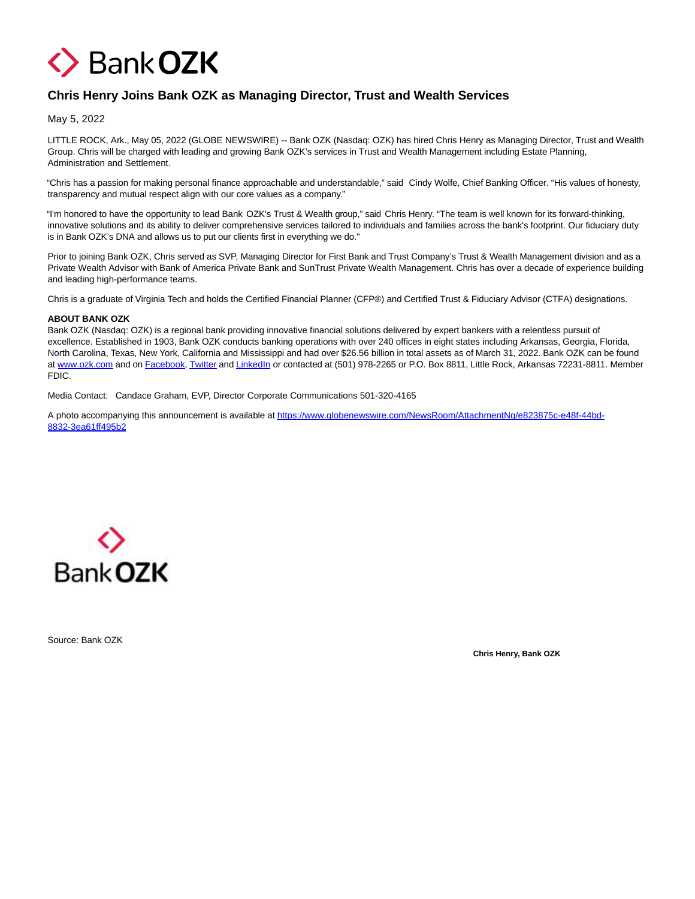# Chris Henry Joins Bank OZK as Managing Director, Trust and Wealth Services

May 5, 2022

LITTLE ROCK, Ark., May 05, 2022 (GLOBE NEWSWIRE) -- Bank OZK (Nasdaq: OZK) has hired Chris Henry as Managing Director, Trust and Wealth Group. Chris will be charged with leading and growing Bank OZK's services in Trust and Wealth Management including Estate Planning, Administration and Settlement.

"Chris has a passion for making personal finance approachable and understandable," said Cindy Wolfe, Chief Banking Officer. "His values of honesty, transparency and mutual respect align with our core values as a company."

"I'm honored to have the opportunity to lead Bank OZK's Trust & Wealth group," said Chris Henry. "The team is well known for its forward-thinking, innovative solutions and its ability to deliver comprehensive services tailored to individuals and families across the bank's footprint. Our fiduciary duty is in Bank OZK's DNA and allows us to put our clients first in everything we do."

Prior to joining Bank OZK, Chris served as SVP, Managing Director for First Bank and Trust Company's Trust & Wealth Management division and as a Private Wealth Advisor with Bank of America Private Bank and SunTrust Private Wealth Management. Chris has over a decade of experience building and leading high-performance teams.

Chris is a graduate of Virginia Tech and holds the Certified Financial Planner (CFP®) and Certified Trust & Fiduciary Advisor (CTFA) designations.

**ABOUT BANK OZK**

Bank OZK (Nasdaq: OZK) is a regional bank providing innovative financial solutions delivered by expert bankers with a relentless pursuit of excellence. Established in 1903, Bank OZK conducts banking operations with over 240 offices in eight states including Arkansas, Georgia, Florida, North Carolina, Texas, New York, California and Mississippi and had over $26.56 billion in total assets as of March 31, 2022. Bank OZK can be found at www.ozk.com and on Facebook, Twitter and LinkedIn or contacted at (501) 978-2265 or P.O. Box 8811, Little Rock, Arkansas 72231-8811. Member FDIC.

Media Contact: Candace Graham, EVP, Director Corporate Communications 501-320-4165

A photo accompanying this announcement is available at https://www.globenewswire.com/NewsRoom/AttachmentNg/e823875c-e48f-44bd-8832-3ea61ff495b2

Source: Bank OZK

**Chris Henry, Bank OZK**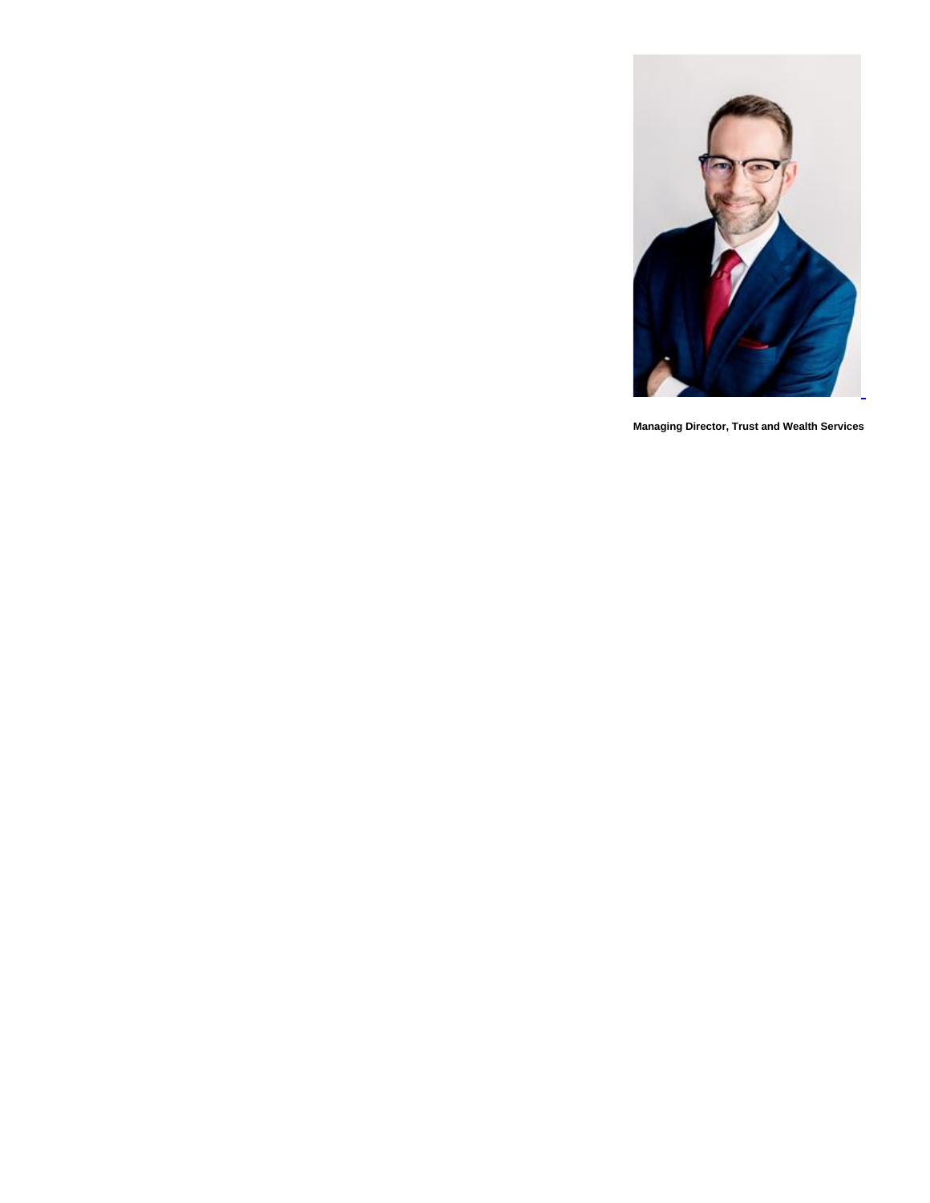**Managing Director, Trust and Wealth Services**